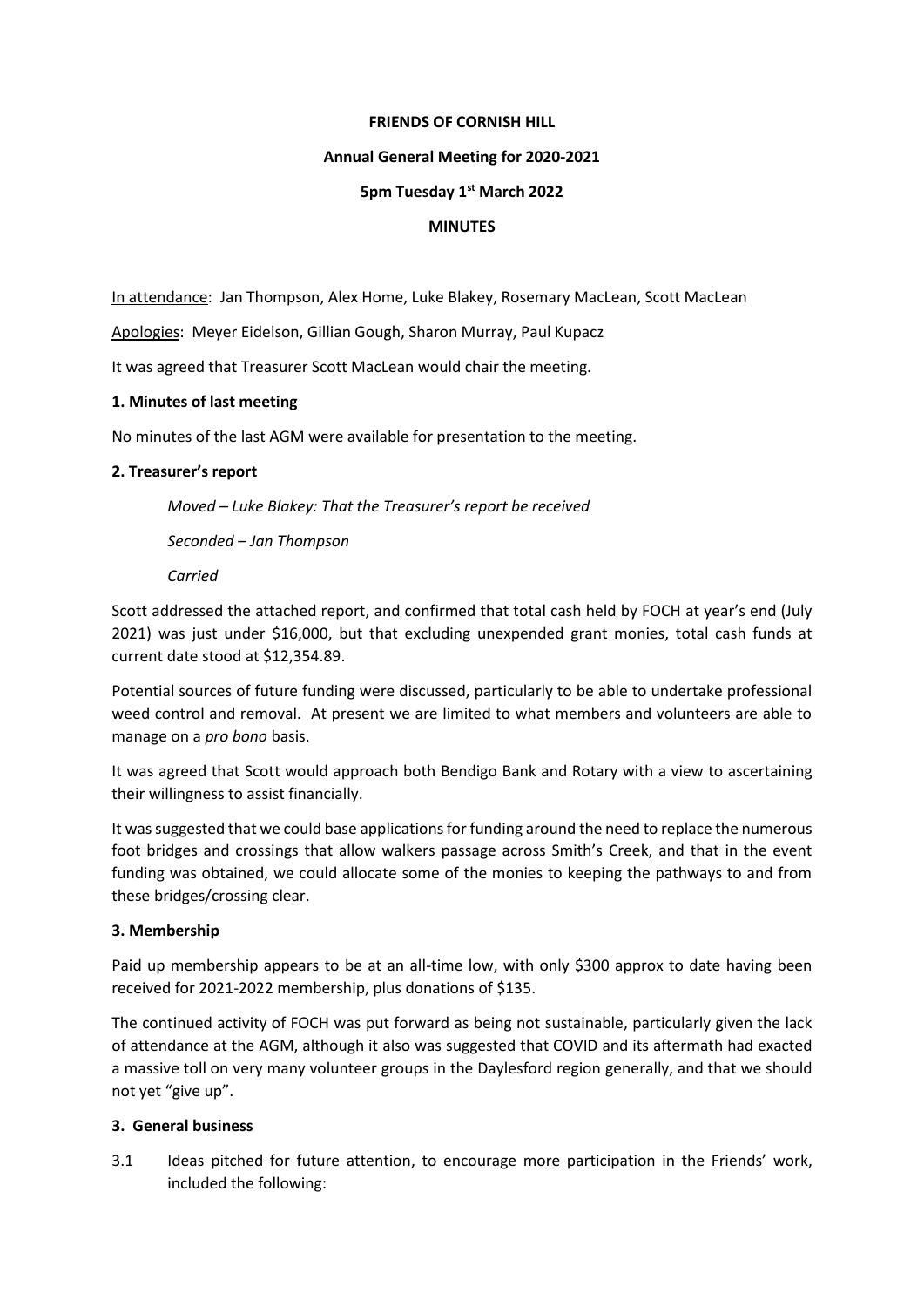**FRIENDS OF CORNISH HILL**

**Annual General Meeting for 2020-2021**

**5pm Tuesday 1st March 2022**

**MINUTES**

In attendance: Jan Thompson, Alex Home, Luke Blakey, Rosemary MacLean, Scott MacLean

Apologies: Meyer Eidelson, Gillian Gough, Sharon Murray, Paul Kupacz

It was agreed that Treasurer Scott MacLean would chair the meeting.

**1. Minutes of last meeting**

No minutes of the last AGM were available for presentation to the meeting.

**2. Treasurer's report**

> *Moved – Luke Blakey: That the Treasurer's report be received*
>
> *Seconded – Jan Thompson*
>
> *Carried*

Scott addressed the attached report, and confirmed that total cash held by FOCH at year's end (July 2021) was just under $16,000, but that excluding unexpended grant monies, total cash funds at current date stood at $12,354.89.

Potential sources of future funding were discussed, particularly to be able to undertake professional weed control and removal. At present we are limited to what members and volunteers are able to manage on a *pro bono* basis.

It was agreed that Scott would approach both Bendigo Bank and Rotary with a view to ascertaining their willingness to assist financially.

It was suggested that we could base applications for funding around the need to replace the numerous foot bridges and crossings that allow walkers passage across Smith's Creek, and that in the event funding was obtained, we could allocate some of the monies to keeping the pathways to and from these bridges/crossing clear.

**3. Membership**

Paid up membership appears to be at an all-time low, with only $300 approx to date having been received for 2021-2022 membership, plus donations of $135.

The continued activity of FOCH was put forward as being not sustainable, particularly given the lack of attendance at the AGM, although it also was suggested that COVID and its aftermath had exacted a massive toll on very many volunteer groups in the Daylesford region generally, and that we should not yet "give up".

**3. General business**

3.1 Ideas pitched for future attention, to encourage more participation in the Friends' work, included the following: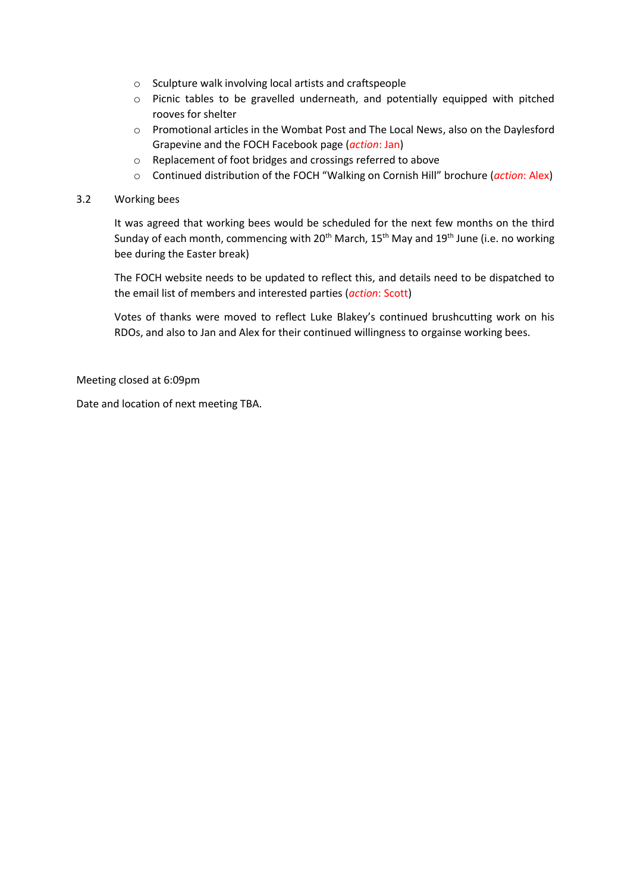- Sculpture walk involving local artists and craftspeople
- Picnic tables to be gravelled underneath, and potentially equipped with pitched rooves for shelter
- Promotional articles in the Wombat Post and The Local News, also on the Daylesford Grapevine and the FOCH Facebook page (*action*: Jan)
- Replacement of foot bridges and crossings referred to above
- Continued distribution of the FOCH “Walking on Cornish Hill” brochure (*action*: Alex)

3.2 Working bees

It was agreed that working bees would be scheduled for the next few months on the third Sunday of each month, commencing with 20th March, 15th May and 19th June (i.e. no working bee during the Easter break)

The FOCH website needs to be updated to reflect this, and details need to be dispatched to the email list of members and interested parties (*action*: Scott)

Votes of thanks were moved to reflect Luke Blakey’s continued brushcutting work on his RDOs, and also to Jan and Alex for their continued willingness to orgainse working bees.

Meeting closed at 6:09pm

Date and location of next meeting TBA.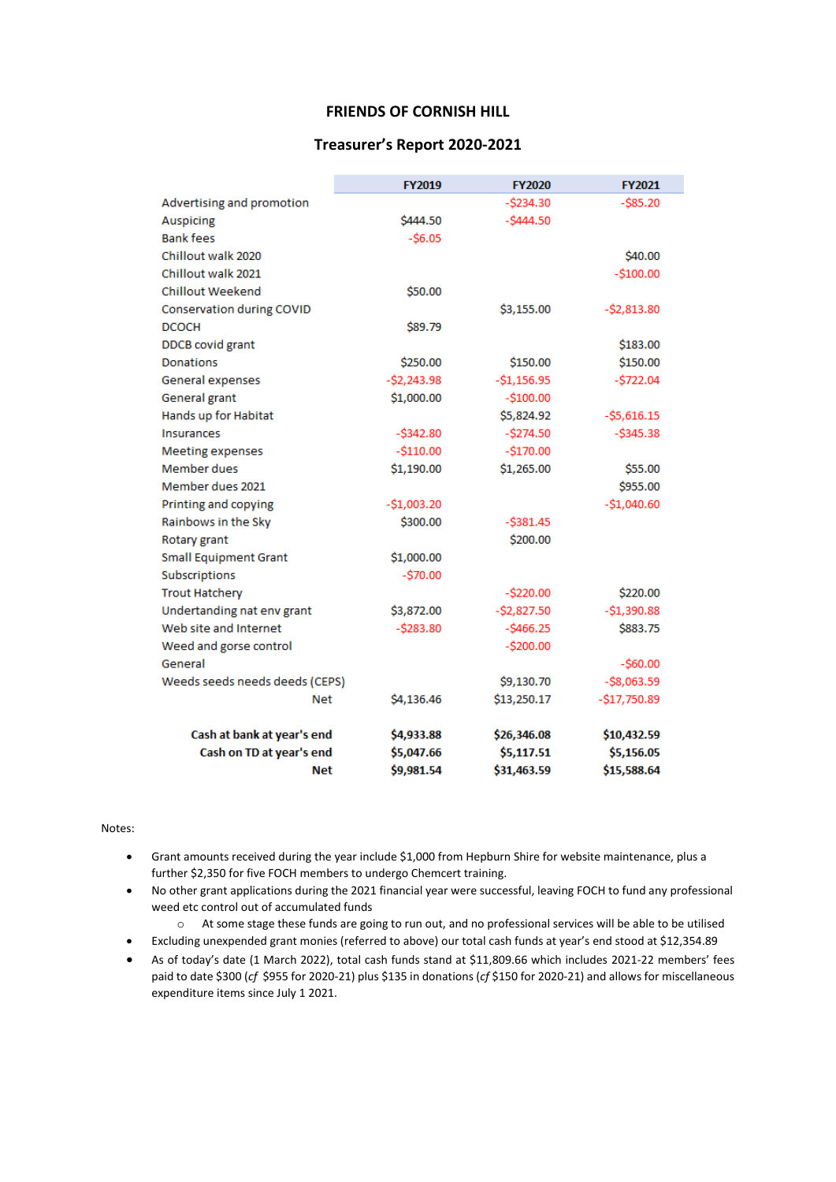# FRIENDS OF CORNISH HILL

## Treasurer's Report 2020-2021

| | FY2019 | FY2020 | FY2021 |
|---|---|---|---|
| Advertising and promotion | | -$234.30 | -$85.20 |
| Auspicing | $444.50 | -$444.50 | |
| Bank fees | -$6.05 | | |
| Chillout walk 2020 | | | $40.00 |
| Chillout walk 2021 | | | -$100.00 |
| Chillout Weekend | $50.00 | | |
| Conservation during COVID | | $3,155.00 | -$2,813.80 |
| DCOCH | $89.79 | | |
| DDCB covid grant | | | $183.00 |
| Donations | $250.00 | $150.00 | $150.00 |
| General expenses | -$2,243.98 | -$1,156.95 | -$722.04 |
| General grant | $1,000.00 | -$100.00 | |
| Hands up for Habitat | | $5,824.92 | -$5,616.15 |
| Insurances | -$342.80 | -$274.50 | -$345.38 |
| Meeting expenses | -$110.00 | -$170.00 | |
| Member dues | $1,190.00 | $1,265.00 | $55.00 |
| Member dues 2021 | | | $955.00 |
| Printing and copying | -$1,003.20 | | -$1,040.60 |
| Rainbows in the Sky | $300.00 | -$381.45 | |
| Rotary grant | | $200.00 | |
| Small Equipment Grant | $1,000.00 | | |
| Subscriptions | -$70.00 | | |
| Trout Hatchery | | -$220.00 | $220.00 |
| Undertanding nat env grant | $3,872.00 | -$2,827.50 | -$1,390.88 |
| Web site and Internet | -$283.80 | -$466.25 | $883.75 |
| Weed and gorse control | | -$200.00 | |
| General | | | -$60.00 |
| Weeds seeds needs deeds (CEPS) | | $9,130.70 | -$8,063.59 |
| Net | $4,136.46 | $13,250.17 | -$17,750.89 |
| | | | |
| **Cash at bank at year's end** | **$4,933.88** | **$26,346.08** | **$10,432.59** |
| **Cash on TD at year's end** | **$5,047.66** | **$5,117.51** | **$5,156.05** |
| **Net** | **$9,981.54** | **$31,463.59** | **$15,588.64** |

Notes:

- Grant amounts received during the year include $1,000 from Hepburn Shire for website maintenance, plus a further $2,350 for five FOCH members to undergo Chemcert training.
- No other grant applications during the 2021 financial year were successful, leaving FOCH to fund any professional weed etc control out of accumulated funds
  - At some stage these funds are going to run out, and no professional services will be able to be utilised
- Excluding unexpended grant monies (referred to above) our total cash funds at year's end stood at $12,354.89
- As of today's date (1 March 2022), total cash funds stand at $11,809.66 which includes 2021-22 members' fees paid to date $300 (*cf* $955 for 2020-21) plus $135 in donations (*cf* $150 for 2020-21) and allows for miscellaneous expenditure items since July 1 2021.